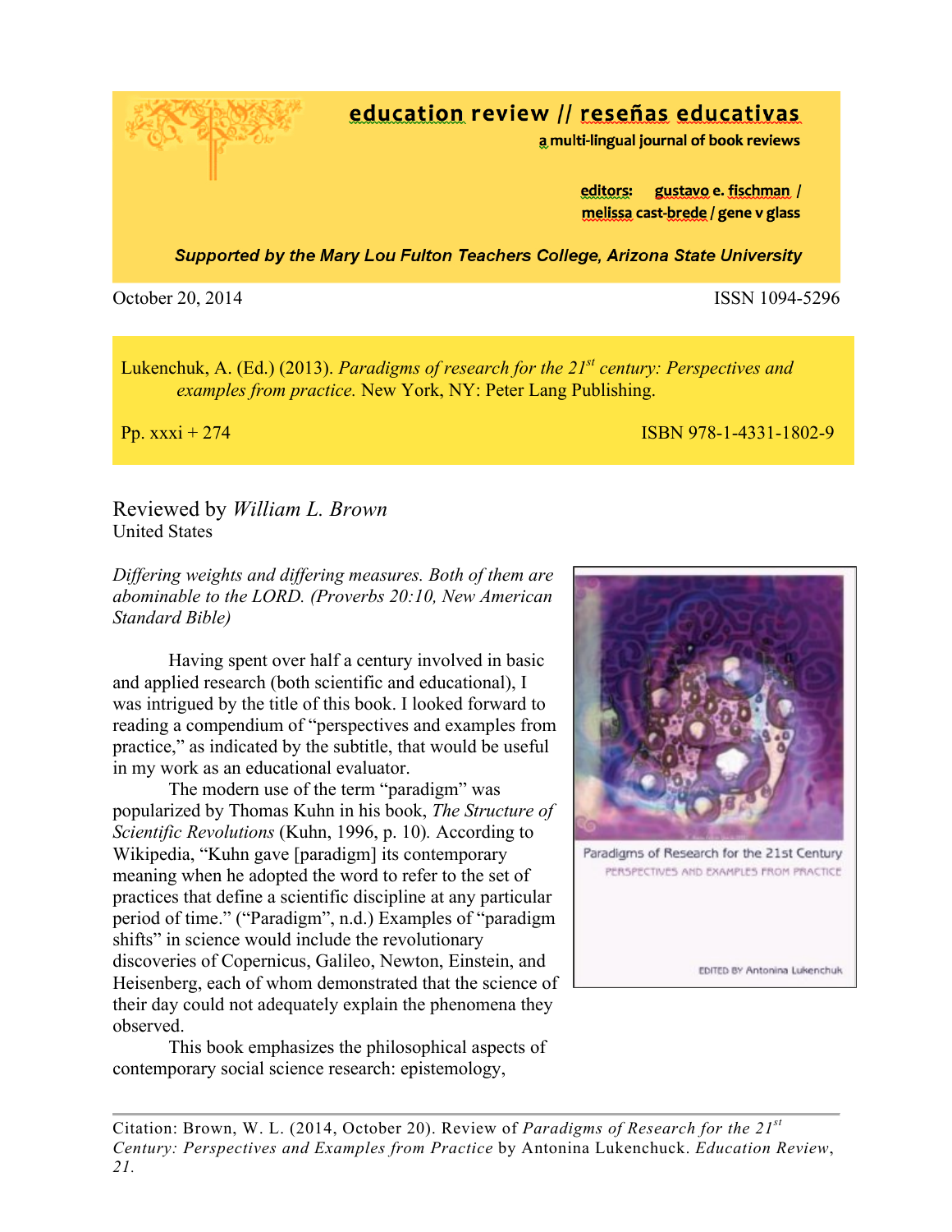# education review // reseñas educativas

a multi-lingual journal of book reviews

editors: gustavo e. fischman / melissa cast-brede / gene v glass

*Supported by the Mary Lou Fulton Teachers College, Arizona State University*

October 20, 2014 ISSN 1094-5296

Lukenchuk, A. (Ed.) (2013). *Paradigms of research for the 21st century: Perspectives and examples from practice.* New York, NY: Peter Lang Publishing.

Pp. xxxi + 274 ISBN 978-1-4331-1802-9

Reviewed by *William L. Brown*
United States

*Differing weights and differing measures. Both of them are abominable to the LORD. (Proverbs 20:10, New American Standard Bible)*

Having spent over half a century involved in basic and applied research (both scientific and educational), I was intrigued by the title of this book. I looked forward to reading a compendium of "perspectives and examples from practice," as indicated by the subtitle, that would be useful in my work as an educational evaluator.

The modern use of the term "paradigm" was popularized by Thomas Kuhn in his book, *The Structure of Scientific Revolutions* (Kuhn, 1996, p. 10). According to Wikipedia, "Kuhn gave [paradigm] its contemporary meaning when he adopted the word to refer to the set of practices that define a scientific discipline at any particular period of time." ("Paradigm", n.d.) Examples of "paradigm shifts" in science would include the revolutionary discoveries of Copernicus, Galileo, Newton, Einstein, and Heisenberg, each of whom demonstrated that the science of their day could not adequately explain the phenomena they observed.

This book emphasizes the philosophical aspects of contemporary social science research: epistemology,

Paradigms of Research for the 21st Century
PERSPECTIVES AND EXAMPLES FROM PRACTICE
EDITED BY Antonina Lukenchuk

Citation: Brown, W. L. (2014, October 20). Review of *Paradigms of Research for the 21st Century: Perspectives and Examples from Practice* by Antonina Lukenchuck. *Education Review*, *21*.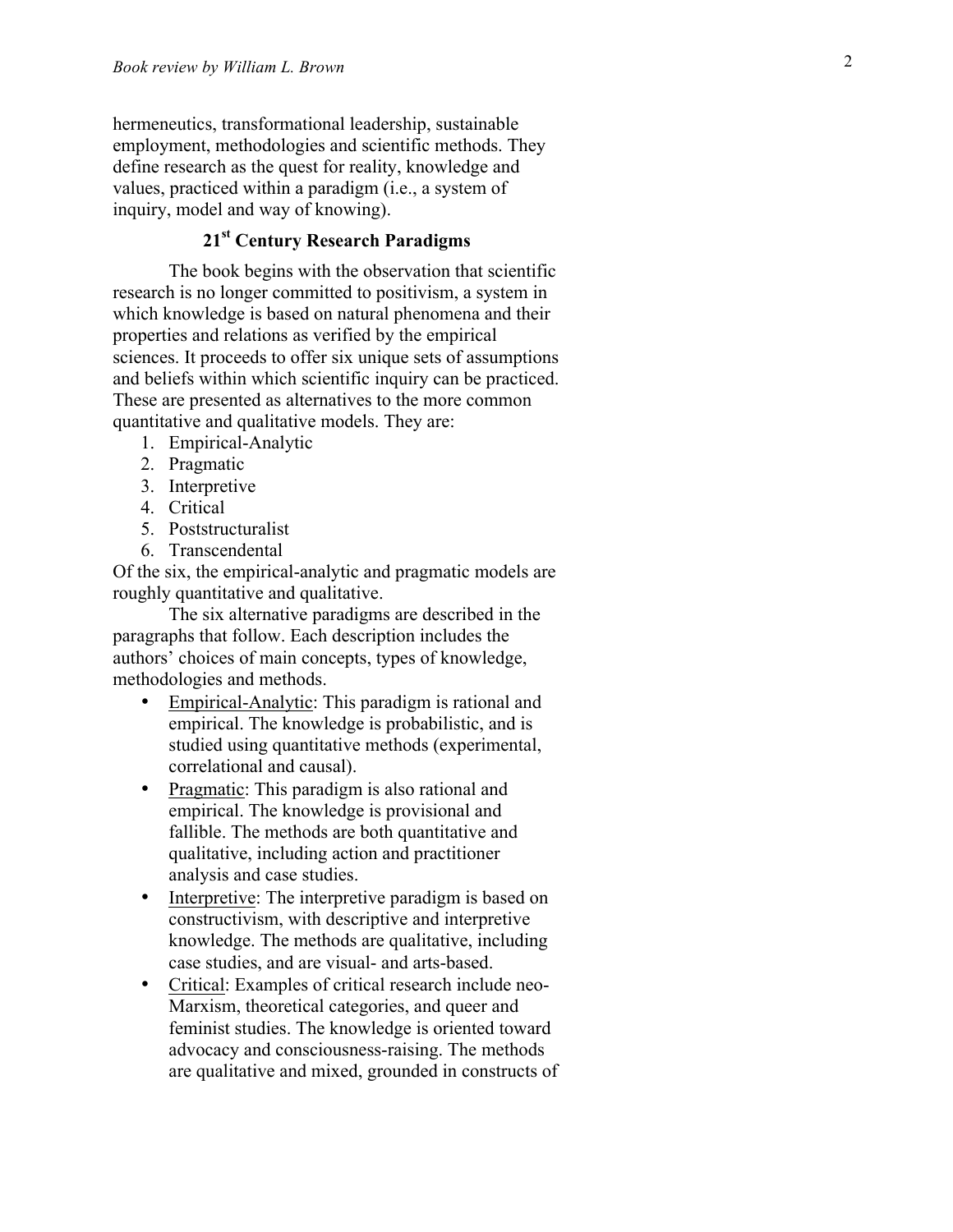hermeneutics, transformational leadership, sustainable employment, methodologies and scientific methods. They define research as the quest for reality, knowledge and values, practiced within a paradigm (i.e., a system of inquiry, model and way of knowing).

## 21st Century Research Paradigms

The book begins with the observation that scientific research is no longer committed to positivism, a system in which knowledge is based on natural phenomena and their properties and relations as verified by the empirical sciences. It proceeds to offer six unique sets of assumptions and beliefs within which scientific inquiry can be practiced. These are presented as alternatives to the more common quantitative and qualitative models. They are:

1. Empirical-Analytic
2. Pragmatic
3. Interpretive
4. Critical
5. Poststructuralist
6. Transcendental

Of the six, the empirical-analytic and pragmatic models are roughly quantitative and qualitative.

The six alternative paradigms are described in the paragraphs that follow. Each description includes the authors' choices of main concepts, types of knowledge, methodologies and methods.

- Empirical-Analytic: This paradigm is rational and empirical. The knowledge is probabilistic, and is studied using quantitative methods (experimental, correlational and causal).
- Pragmatic: This paradigm is also rational and empirical. The knowledge is provisional and fallible. The methods are both quantitative and qualitative, including action and practitioner analysis and case studies.
- Interpretive: The interpretive paradigm is based on constructivism, with descriptive and interpretive knowledge. The methods are qualitative, including case studies, and are visual- and arts-based.
- Critical: Examples of critical research include neo-Marxism, theoretical categories, and queer and feminist studies. The knowledge is oriented toward advocacy and consciousness-raising. The methods are qualitative and mixed, grounded in constructs of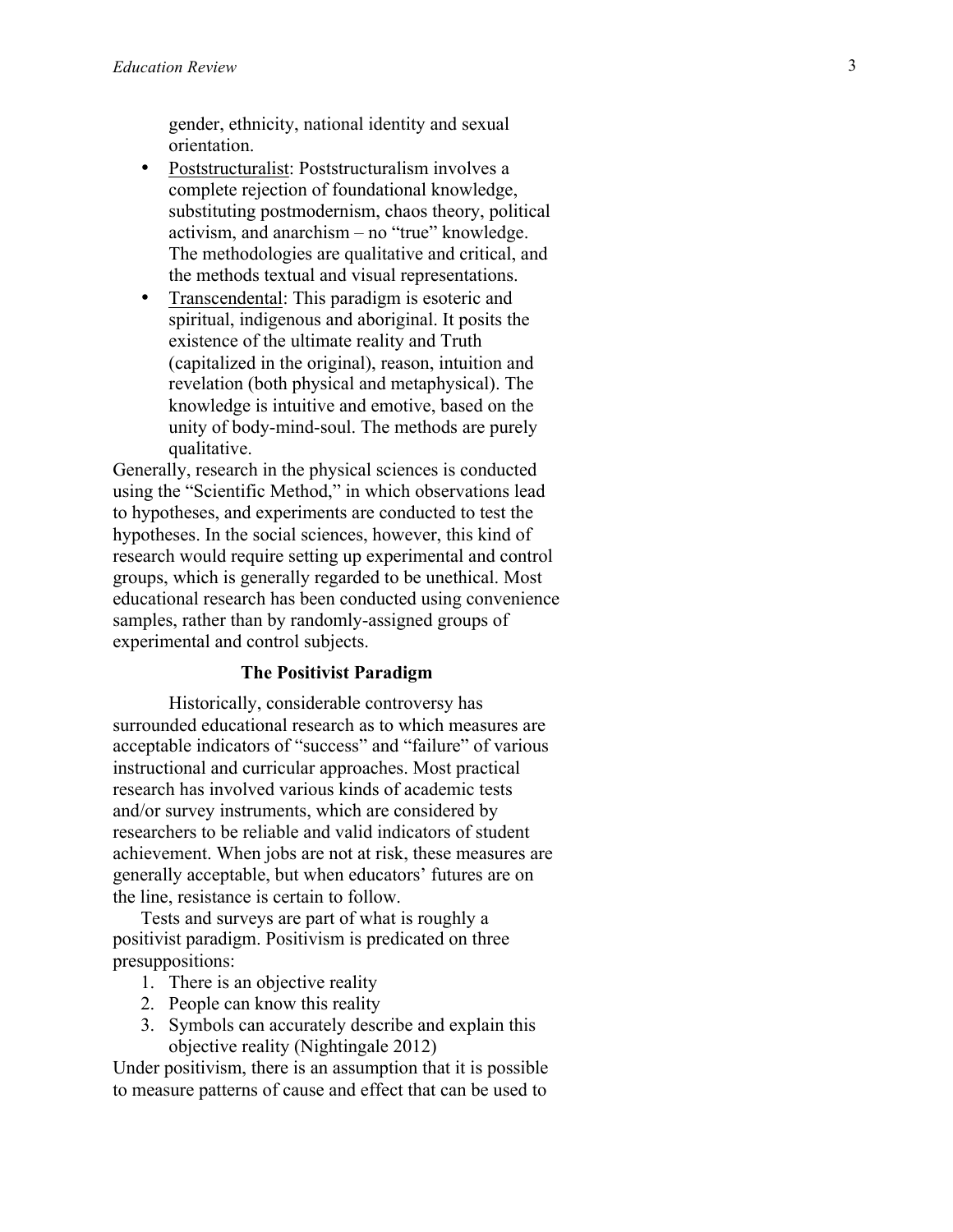gender, ethnicity, national identity and sexual orientation.

- Poststructuralist: Poststructuralism involves a complete rejection of foundational knowledge, substituting postmodernism, chaos theory, political activism, and anarchism – no "true" knowledge. The methodologies are qualitative and critical, and the methods textual and visual representations.
- Transcendental: This paradigm is esoteric and spiritual, indigenous and aboriginal. It posits the existence of the ultimate reality and Truth (capitalized in the original), reason, intuition and revelation (both physical and metaphysical). The knowledge is intuitive and emotive, based on the unity of body-mind-soul. The methods are purely qualitative.

Generally, research in the physical sciences is conducted using the "Scientific Method," in which observations lead to hypotheses, and experiments are conducted to test the hypotheses. In the social sciences, however, this kind of research would require setting up experimental and control groups, which is generally regarded to be unethical. Most educational research has been conducted using convenience samples, rather than by randomly-assigned groups of experimental and control subjects.

## The Positivist Paradigm

Historically, considerable controversy has surrounded educational research as to which measures are acceptable indicators of "success" and "failure" of various instructional and curricular approaches. Most practical research has involved various kinds of academic tests and/or survey instruments, which are considered by researchers to be reliable and valid indicators of student achievement. When jobs are not at risk, these measures are generally acceptable, but when educators' futures are on the line, resistance is certain to follow.

Tests and surveys are part of what is roughly a positivist paradigm. Positivism is predicated on three presuppositions:

1. There is an objective reality
2. People can know this reality
3. Symbols can accurately describe and explain this objective reality (Nightingale 2012)

Under positivism, there is an assumption that it is possible to measure patterns of cause and effect that can be used to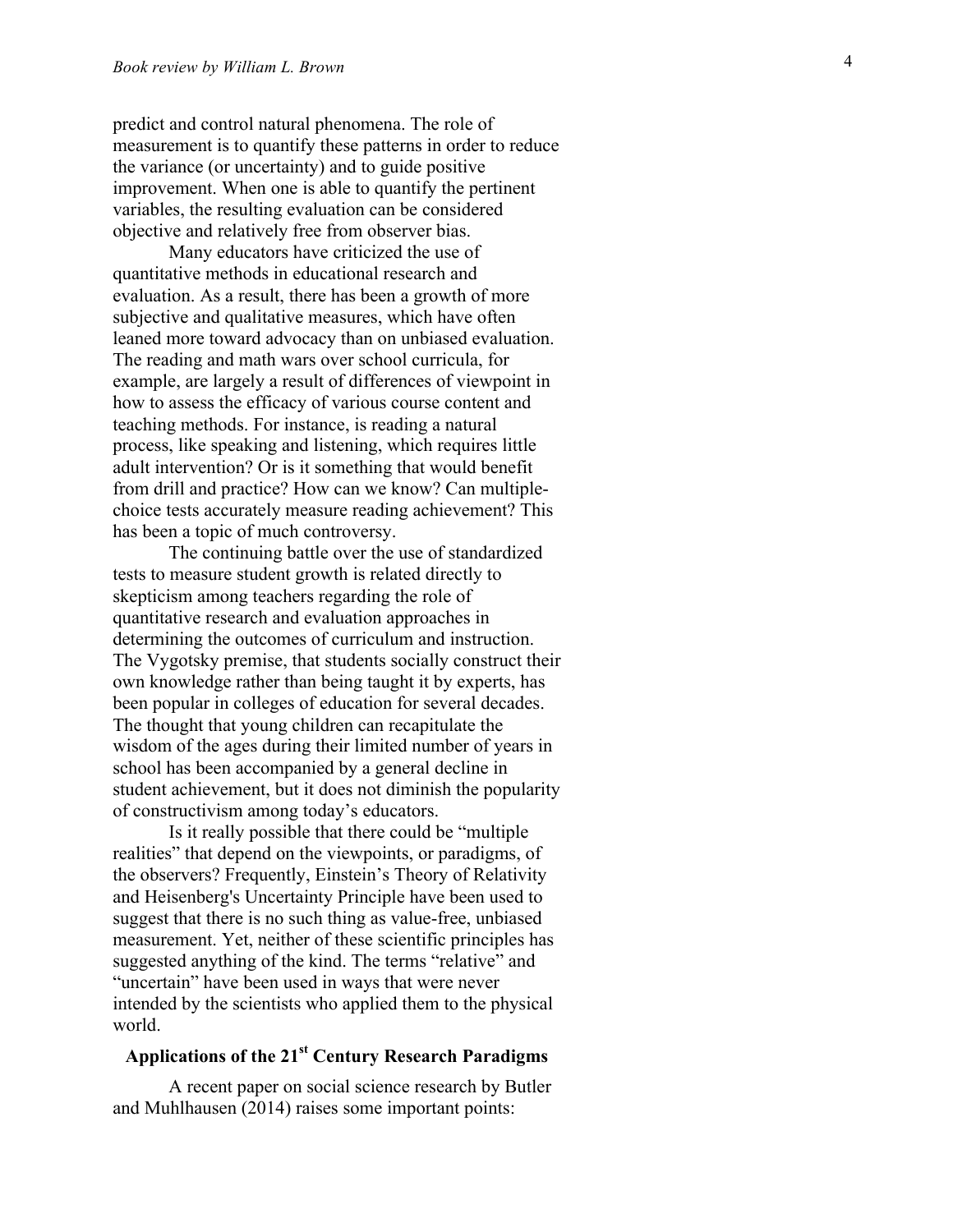predict and control natural phenomena. The role of measurement is to quantify these patterns in order to reduce the variance (or uncertainty) and to guide positive improvement. When one is able to quantify the pertinent variables, the resulting evaluation can be considered objective and relatively free from observer bias.

Many educators have criticized the use of quantitative methods in educational research and evaluation. As a result, there has been a growth of more subjective and qualitative measures, which have often leaned more toward advocacy than on unbiased evaluation. The reading and math wars over school curricula, for example, are largely a result of differences of viewpoint in how to assess the efficacy of various course content and teaching methods. For instance, is reading a natural process, like speaking and listening, which requires little adult intervention? Or is it something that would benefit from drill and practice? How can we know? Can multiple-choice tests accurately measure reading achievement? This has been a topic of much controversy.

The continuing battle over the use of standardized tests to measure student growth is related directly to skepticism among teachers regarding the role of quantitative research and evaluation approaches in determining the outcomes of curriculum and instruction. The Vygotsky premise, that students socially construct their own knowledge rather than being taught it by experts, has been popular in colleges of education for several decades. The thought that young children can recapitulate the wisdom of the ages during their limited number of years in school has been accompanied by a general decline in student achievement, but it does not diminish the popularity of constructivism among today's educators.

Is it really possible that there could be "multiple realities" that depend on the viewpoints, or paradigms, of the observers? Frequently, Einstein's Theory of Relativity and Heisenberg's Uncertainty Principle have been used to suggest that there is no such thing as value-free, unbiased measurement. Yet, neither of these scientific principles has suggested anything of the kind. The terms "relative" and "uncertain" have been used in ways that were never intended by the scientists who applied them to the physical world.

## Applications of the 21st Century Research Paradigms

A recent paper on social science research by Butler and Muhlhausen (2014) raises some important points: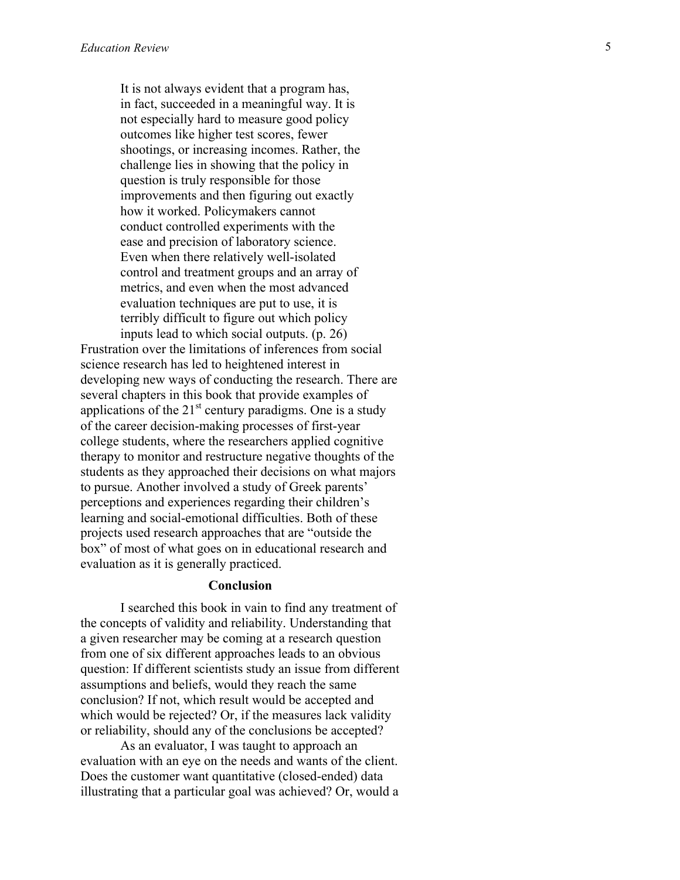> It is not always evident that a program has, in fact, succeeded in a meaningful way. It is not especially hard to measure good policy outcomes like higher test scores, fewer shootings, or increasing incomes. Rather, the challenge lies in showing that the policy in question is truly responsible for those improvements and then figuring out exactly how it worked. Policymakers cannot conduct controlled experiments with the ease and precision of laboratory science. Even when there relatively well-isolated control and treatment groups and an array of metrics, and even when the most advanced evaluation techniques are put to use, it is terribly difficult to figure out which policy inputs lead to which social outputs. (p. 26)

Frustration over the limitations of inferences from social science research has led to heightened interest in developing new ways of conducting the research. There are several chapters in this book that provide examples of applications of the 21st century paradigms. One is a study of the career decision-making processes of first-year college students, where the researchers applied cognitive therapy to monitor and restructure negative thoughts of the students as they approached their decisions on what majors to pursue. Another involved a study of Greek parents' perceptions and experiences regarding their children's learning and social-emotional difficulties. Both of these projects used research approaches that are "outside the box" of most of what goes on in educational research and evaluation as it is generally practiced.

## Conclusion

I searched this book in vain to find any treatment of the concepts of validity and reliability. Understanding that a given researcher may be coming at a research question from one of six different approaches leads to an obvious question: If different scientists study an issue from different assumptions and beliefs, would they reach the same conclusion? If not, which result would be accepted and which would be rejected? Or, if the measures lack validity or reliability, should any of the conclusions be accepted?

As an evaluator, I was taught to approach an evaluation with an eye on the needs and wants of the client. Does the customer want quantitative (closed-ended) data illustrating that a particular goal was achieved? Or, would a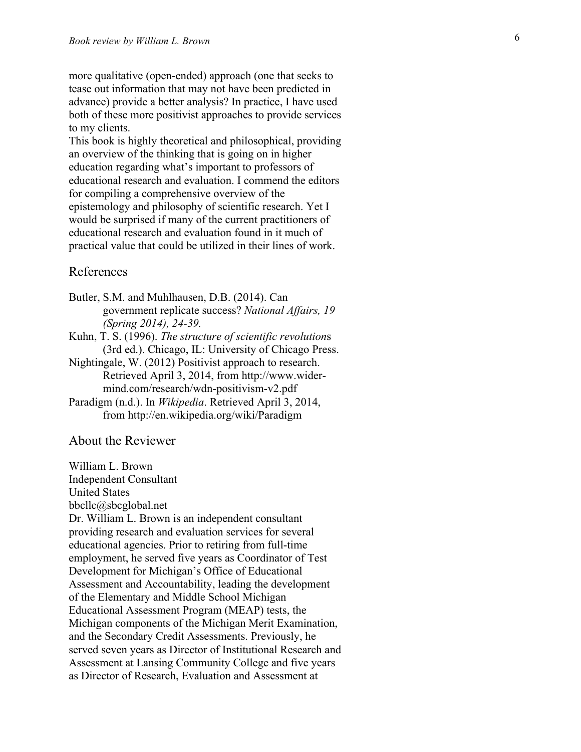more qualitative (open-ended) approach (one that seeks to tease out information that may not have been predicted in advance) provide a better analysis? In practice, I have used both of these more positivist approaches to provide services to my clients.

This book is highly theoretical and philosophical, providing an overview of the thinking that is going on in higher education regarding what's important to professors of educational research and evaluation. I commend the editors for compiling a comprehensive overview of the epistemology and philosophy of scientific research. Yet I would be surprised if many of the current practitioners of educational research and evaluation found in it much of practical value that could be utilized in their lines of work.

## References

Butler, S.M. and Muhlhausen, D.B. (2014). Can government replicate success? *National Affairs, 19 (Spring 2014), 24-39.*

Kuhn, T. S. (1996). *The structure of scientific revolution*s (3rd ed.). Chicago, IL: University of Chicago Press.

Nightingale, W. (2012) Positivist approach to research. Retrieved April 3, 2014, from http://www.wider-mind.com/research/wdn-positivism-v2.pdf

Paradigm (n.d.). In *Wikipedia*. Retrieved April 3, 2014, from http://en.wikipedia.org/wiki/Paradigm

## About the Reviewer

William L. Brown
Independent Consultant
United States
bbcllc@sbcglobal.net

Dr. William L. Brown is an independent consultant providing research and evaluation services for several educational agencies. Prior to retiring from full-time employment, he served five years as Coordinator of Test Development for Michigan's Office of Educational Assessment and Accountability, leading the development of the Elementary and Middle School Michigan Educational Assessment Program (MEAP) tests, the Michigan components of the Michigan Merit Examination, and the Secondary Credit Assessments. Previously, he served seven years as Director of Institutional Research and Assessment at Lansing Community College and five years as Director of Research, Evaluation and Assessment at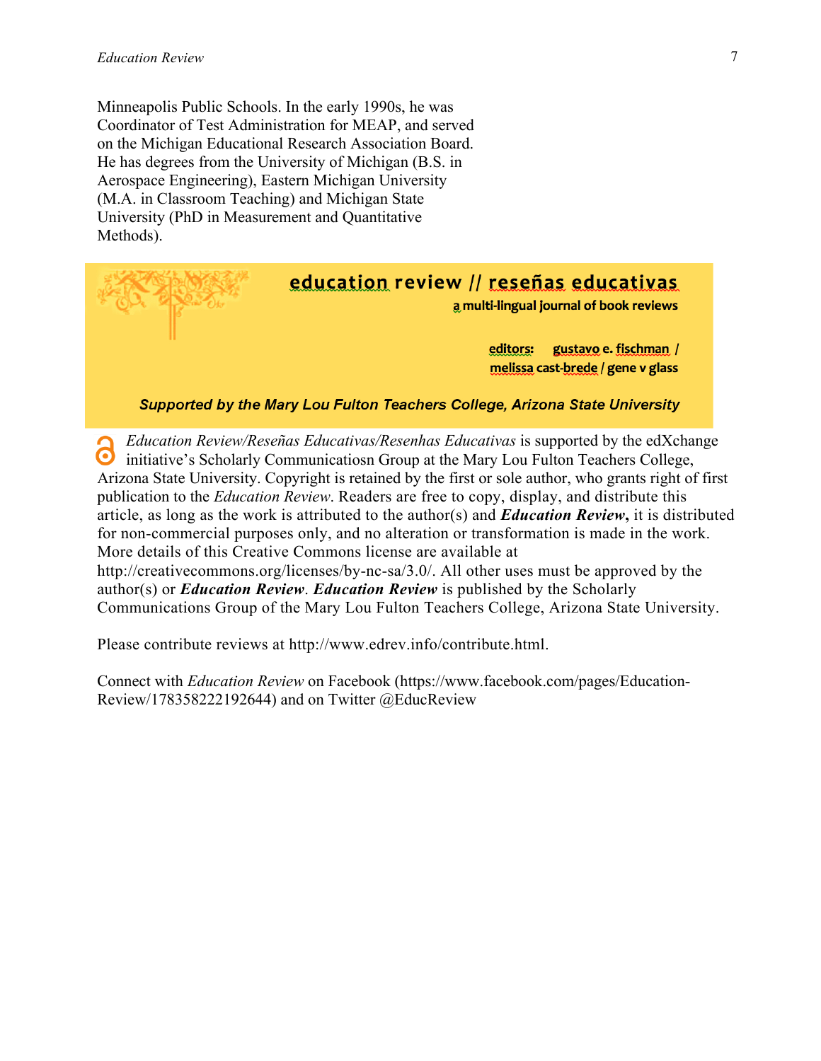Minneapolis Public Schools. In the early 1990s, he was Coordinator of Test Administration for MEAP, and served on the Michigan Educational Research Association Board. He has degrees from the University of Michigan (B.S. in Aerospace Engineering), Eastern Michigan University (M.A. in Classroom Teaching) and Michigan State University (PhD in Measurement and Quantitative Methods).

**education review // reseñas educativas**

**a multi-lingual journal of book reviews**

**editors: gustavo e. fischman / melissa cast-brede / gene v glass**

***Supported by the Mary Lou Fulton Teachers College, Arizona State University***

*Education Review/Reseñas Educativas/Resenhas Educativas* is supported by the edXchange initiative's Scholarly Communicatiosn Group at the Mary Lou Fulton Teachers College, Arizona State University. Copyright is retained by the first or sole author, who grants right of first publication to the *Education Review*. Readers are free to copy, display, and distribute this article, as long as the work is attributed to the author(s) and ***Education Review*,** it is distributed for non-commercial purposes only, and no alteration or transformation is made in the work. More details of this Creative Commons license are available at http://creativecommons.org/licenses/by-nc-sa/3.0/. All other uses must be approved by the author(s) or ***Education Review***. ***Education Review*** is published by the Scholarly Communications Group of the Mary Lou Fulton Teachers College, Arizona State University.

Please contribute reviews at http://www.edrev.info/contribute.html.

Connect with *Education Review* on Facebook (https://www.facebook.com/pages/Education-Review/178358222192644) and on Twitter @EducReview